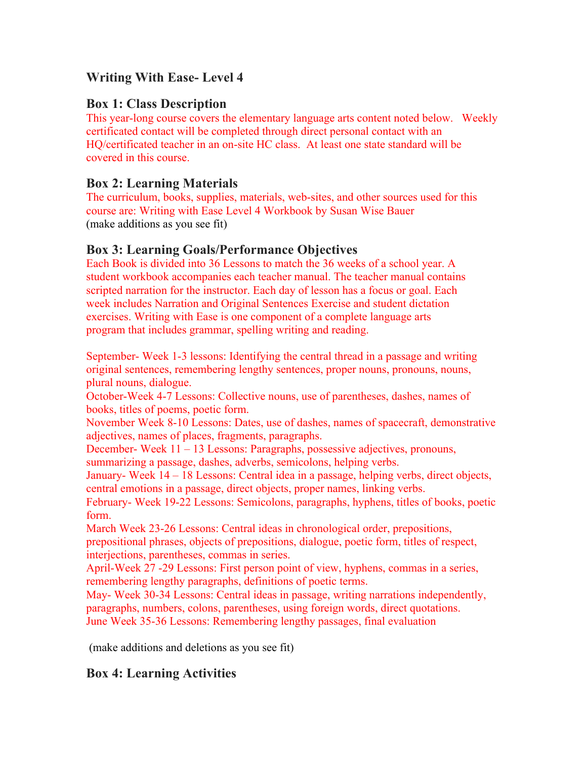# Writing With Ease- Level 4

## Box 1: Class Description

This year-long course covers the elementary language arts content noted below. Weekly certificated contact will be completed through direct personal contact with an HQ/certificated teacher in an on-site HC class. At least one state standard will be covered in this course.

## Box 2: Learning Materials

The curriculum, books, supplies, materials, web-sites, and other sources used for this course are: Writing with Ease Level 4 Workbook by Susan Wise Bauer
(make additions as you see fit)

## Box 3: Learning Goals/Performance Objectives

Each Book is divided into 36 Lessons to match the 36 weeks of a school year. A student workbook accompanies each teacher manual. The teacher manual contains scripted narration for the instructor. Each day of lesson has a focus or goal. Each week includes Narration and Original Sentences Exercise and student dictation exercises. Writing with Ease is one component of a complete language arts program that includes grammar, spelling writing and reading.

September- Week 1-3 lessons: Identifying the central thread in a passage and writing original sentences, remembering lengthy sentences, proper nouns, pronouns, nouns, plural nouns, dialogue.
October-Week 4-7 Lessons: Collective nouns, use of parentheses, dashes, names of books, titles of poems, poetic form.
November Week 8-10 Lessons: Dates, use of dashes, names of spacecraft, demonstrative adjectives, names of places, fragments, paragraphs.
December- Week 11 – 13 Lessons: Paragraphs, possessive adjectives, pronouns, summarizing a passage, dashes, adverbs, semicolons, helping verbs.
January- Week 14 – 18 Lessons: Central idea in a passage, helping verbs, direct objects, central emotions in a passage, direct objects, proper names, linking verbs.
February- Week 19-22 Lessons: Semicolons, paragraphs, hyphens, titles of books, poetic form.
March Week 23-26 Lessons: Central ideas in chronological order, prepositions, prepositional phrases, objects of prepositions, dialogue, poetic form, titles of respect, interjections, parentheses, commas in series.
April-Week 27 -29 Lessons: First person point of view, hyphens, commas in a series, remembering lengthy paragraphs, definitions of poetic terms.
May- Week 30-34 Lessons: Central ideas in passage, writing narrations independently, paragraphs, numbers, colons, parentheses, using foreign words, direct quotations.
June Week 35-36 Lessons: Remembering lengthy passages, final evaluation

(make additions and deletions as you see fit)

## Box 4: Learning Activities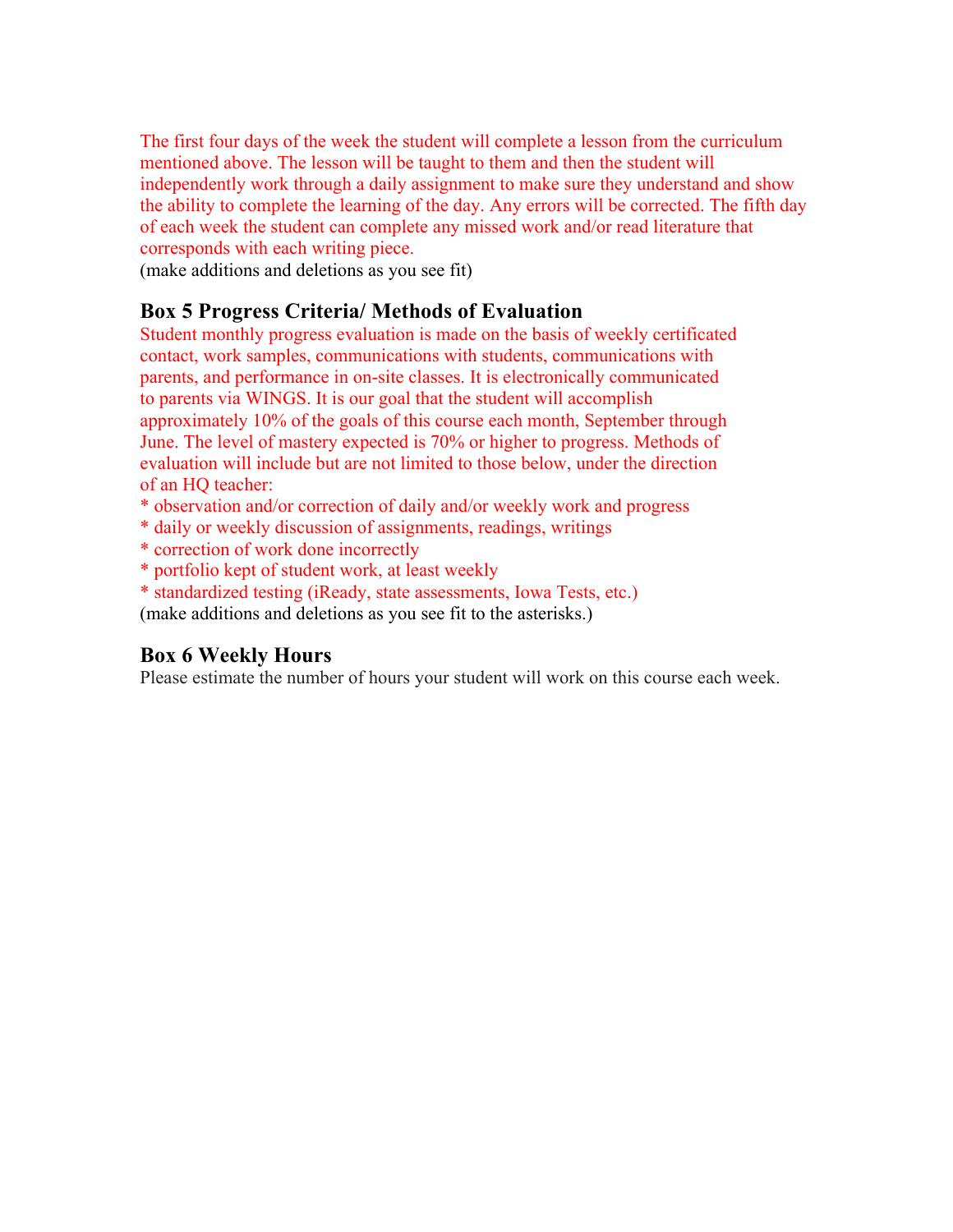The first four days of the week the student will complete a lesson from the curriculum mentioned above. The lesson will be taught to them and then the student will independently work through a daily assignment to make sure they understand and show the ability to complete the learning of the day. Any errors will be corrected. The fifth day of each week the student can complete any missed work and/or read literature that corresponds with each writing piece.
(make additions and deletions as you see fit)

### Box 5 Progress Criteria/ Methods of Evaluation

Student monthly progress evaluation is made on the basis of weekly certificated contact, work samples, communications with students, communications with parents, and performance in on-site classes. It is electronically communicated to parents via WINGS. It is our goal that the student will accomplish approximately 10% of the goals of this course each month, September through June. The level of mastery expected is 70% or higher to progress. Methods of evaluation will include but are not limited to those below, under the direction of an HQ teacher:

* observation and/or correction of daily and/or weekly work and progress
* daily or weekly discussion of assignments, readings, writings
* correction of work done incorrectly
* portfolio kept of student work, at least weekly
* standardized testing (iReady, state assessments, Iowa Tests, etc.)

(make additions and deletions as you see fit to the asterisks.)

### Box 6 Weekly Hours

Please estimate the number of hours your student will work on this course each week.